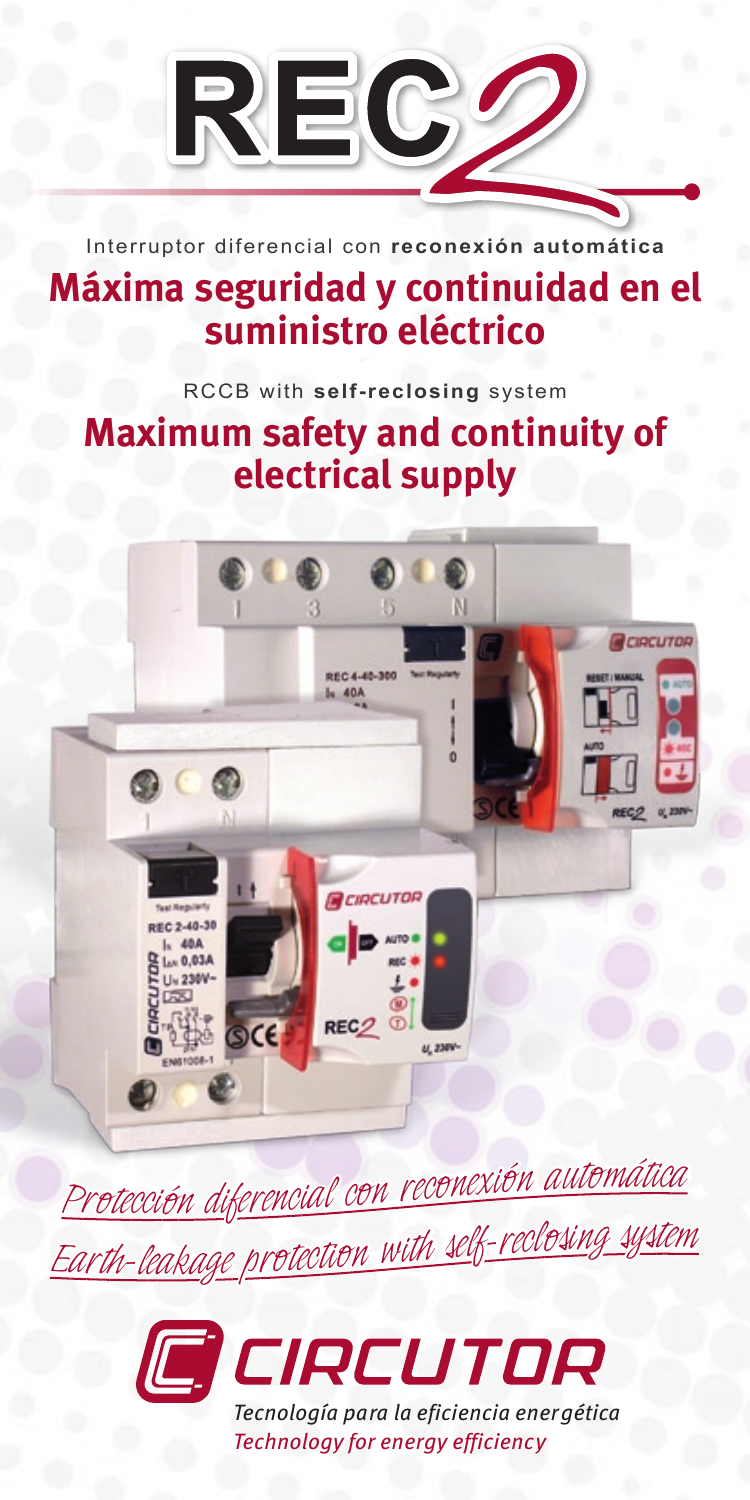# REC2

Interruptor diferencial con **reconexión automática**

## Máxima seguridad y continuidad en el suministro eléctrico

RCCB with **self-reclosing** system

## Maximum safety and continuity of electrical supply

*Protección diferencial con reconexión automática*

*Earth-leakage protection with self-reclosing system*

CIRCUTOR

*Tecnología para la eficiencia energética*

*Technology for energy efficiency*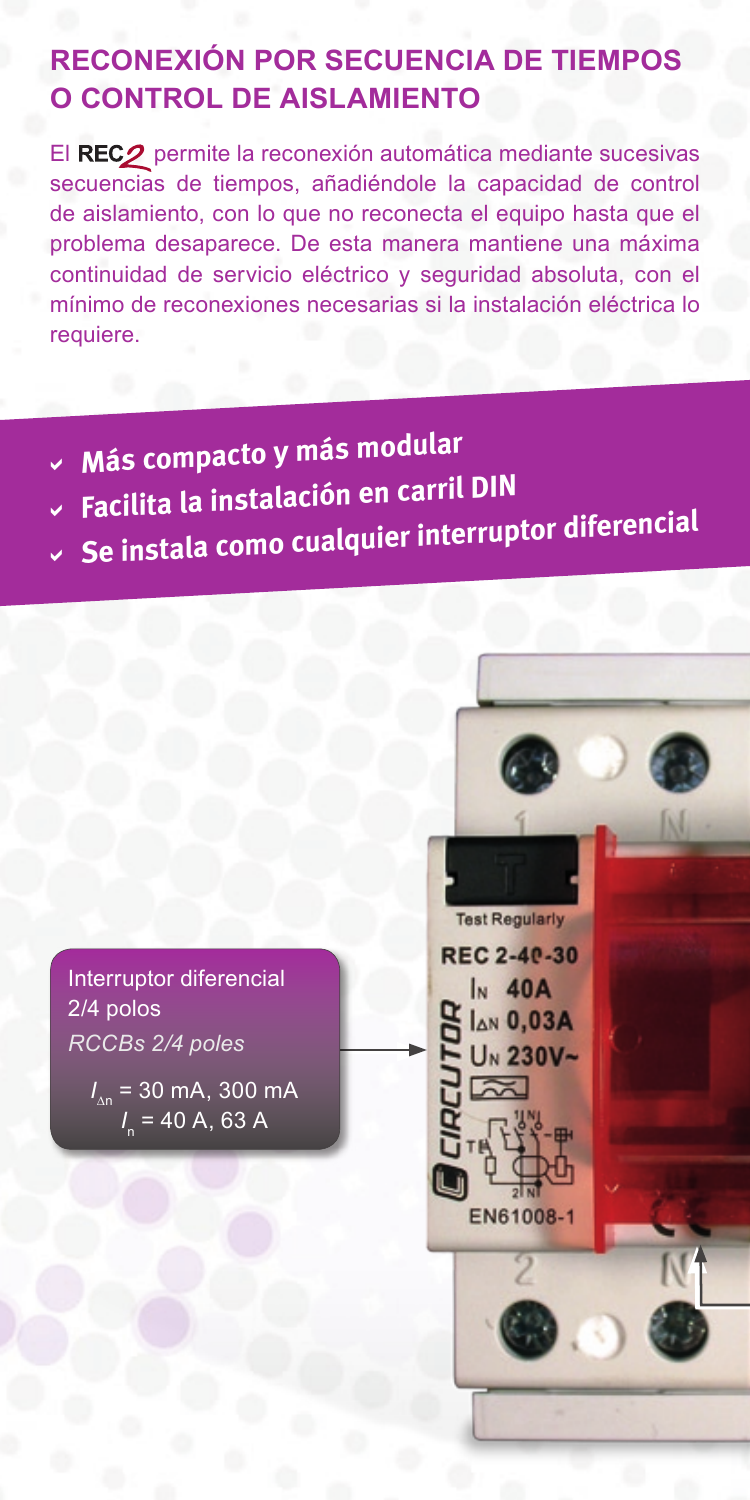## RECONEXIÓN POR SECUENCIA DE TIEMPOS O CONTROL DE AISLAMIENTO

El **REC2** permite la reconexión automática mediante sucesivas secuencias de tiempos, añadiéndole la capacidad de control de aislamiento, con lo que no reconecta el equipo hasta que el problema desaparece. De esta manera mantiene una máxima continuidad de servicio eléctrico y seguridad absoluta, con el mínimo de reconexiones necesarias si la instalación eléctrica lo requiere.

- **Más compacto y más modular**
- **Facilita la instalación en carril DIN**
- **Se instala como cualquier interruptor diferencial**

Interruptor diferencial 2/4 polos
*RCCBs 2/4 poles*

$I_{\Delta n}$ = 30 mA, 300 mA
$I_n$ = 40 A, 63 A

Test Regularly
REC 2-40-30
$I_N$ 40A
$I_{\Delta N}$ 0,03A
$U_N$ 230V~
CIRCUTOR
EN61008-1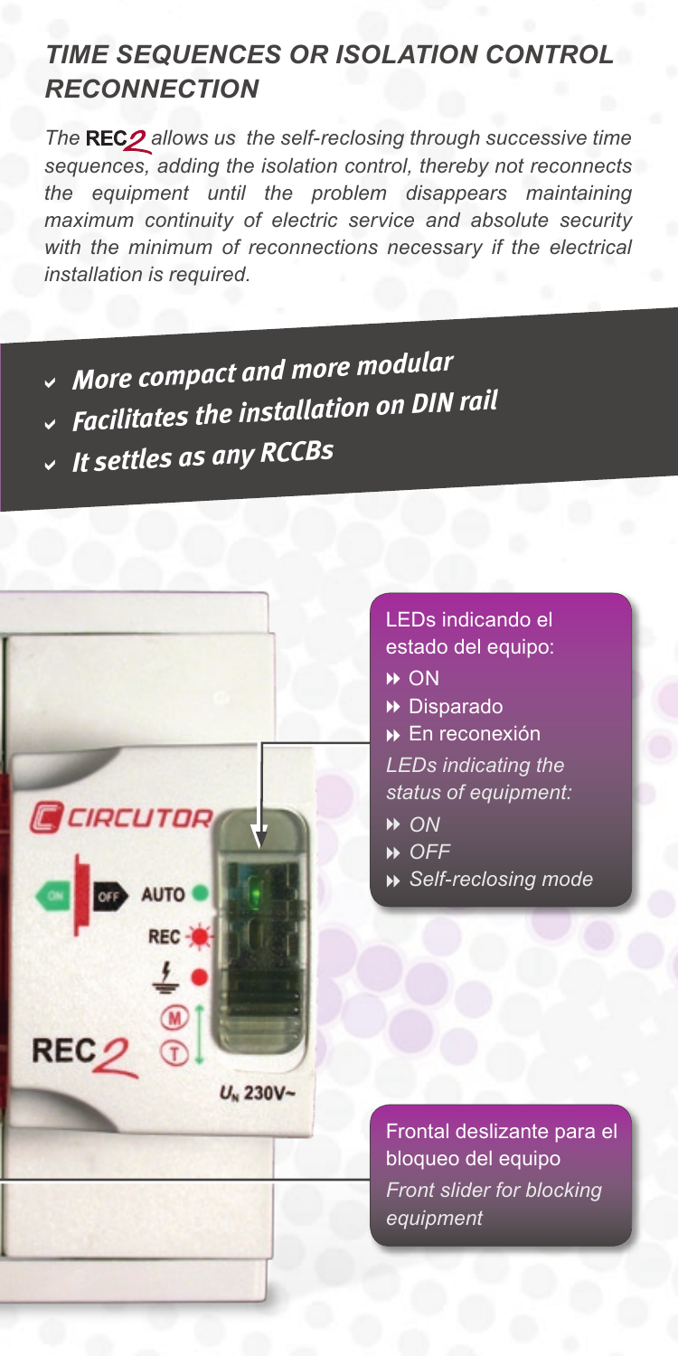## *TIME SEQUENCES OR ISOLATION CONTROL RECONNECTION*

*The* **REC2** *allows us the self-reclosing through successive time sequences, adding the isolation control, thereby not reconnects the equipment until the problem disappears maintaining maximum continuity of electric service and absolute security with the minimum of reconnections necessary if the electrical installation is required.*

- ***More compact and more modular***
- ***Facilitates the installation on DIN rail***
- ***It settles as any RCCBs***

LEDs indicando el estado del equipo:

- ON
- Disparado
- En reconexión

*LEDs indicating the status of equipment:*

- *ON*
- *OFF*
- *Self-reclosing mode*

Frontal deslizante para el bloqueo del equipo

*Front slider for blocking equipment*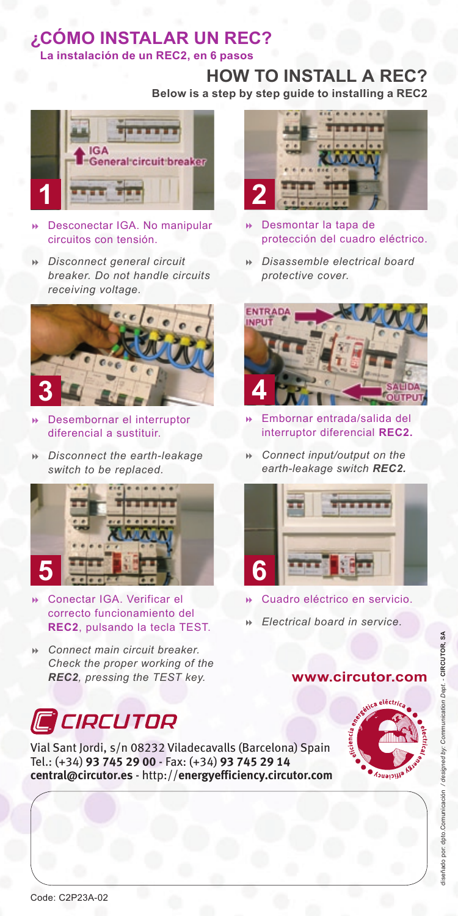# ¿CÓMO INSTALAR UN REC?

**La instalación de un REC2, en 6 pasos**

# HOW TO INSTALL A REC?

**Below is a step by step guide to installing a REC2**

**1**

- Desconectar IGA. No manipular circuitos con tensión.
- *Disconnect general circuit breaker. Do not handle circuits receiving voltage.*

**2**

- Desmontar la tapa de protección del cuadro eléctrico.
- *Disassemble electrical board protective cover.*

**3**

- Desembornar el interruptor diferencial a sustituir.
- *Disconnect the earth-leakage switch to be replaced.*

**4**

- Embornar entrada/salida del interruptor diferencial **REC2.**
- *Connect input/output on the earth-leakage switch **REC2.***

**5**

- Conectar IGA. Verificar el correcto funcionamiento del **REC2**, pulsando la tecla TEST.
- *Connect main circuit breaker. Check the proper working of the **REC2**, pressing the TEST key.*

**6**

- Cuadro eléctrico en servicio.
- *Electrical board in service.*

**www.circutor.com**

CIRCUTOR

Vial Sant Jordi, s/n 08232 Viladecavalls (Barcelona) Spain
Tel.: (+34) **93 745 29 00** - Fax: (+34) **93 745 29 14**
**central@circutor.es** - http://**energyefficiency.circutor.com**

diseñado por: dpto.Comunicación / *designed by: Communication Dept.* - **CIRCUTOR, SA**

Code: C2P23A-02